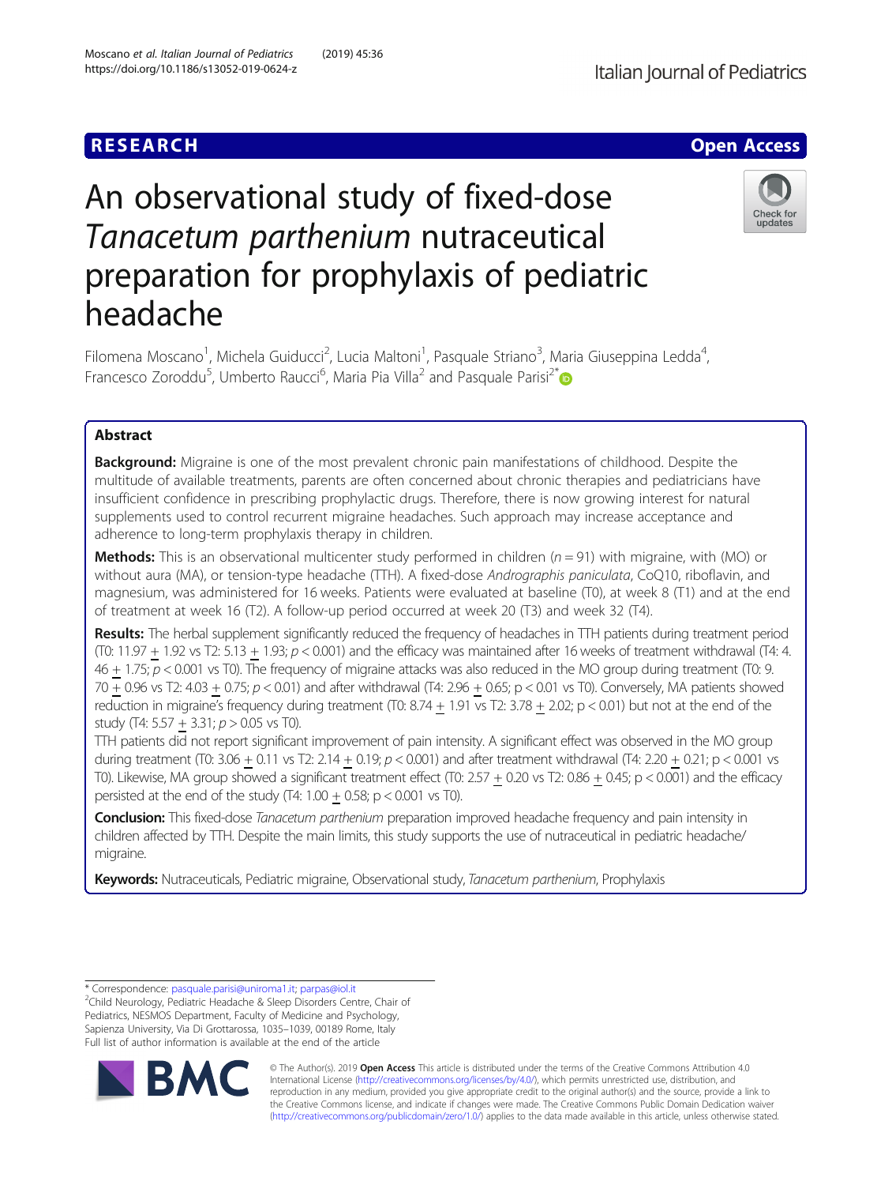RESEARCH

Open Access

# An observational study of fixed-dose *Tanacetum parthenium* nutraceutical preparation for prophylaxis of pediatric headache

Filomena Moscano[1], Michela Guiducci[2], Lucia Maltoni[1], Pasquale Striano[3], Maria Giuseppina Ledda[4], Francesco Zoroddu[5], Umberto Raucci[6], Maria Pia Villa[2] and Pasquale Parisi[2*]

## Abstract

**Background:** Migraine is one of the most prevalent chronic pain manifestations of childhood. Despite the multitude of available treatments, parents are often concerned about chronic therapies and pediatricians have insufficient confidence in prescribing prophylactic drugs. Therefore, there is now growing interest for natural supplements used to control recurrent migraine headaches. Such approach may increase acceptance and adherence to long-term prophylaxis therapy in children.

**Methods:** This is an observational multicenter study performed in children ($n = 91$) with migraine, with (MO) or without aura (MA), or tension-type headache (TTH). A fixed-dose *Andrographis paniculata*, CoQ10, riboflavin, and magnesium, was administered for 16 weeks. Patients were evaluated at baseline (T0), at week 8 (T1) and at the end of treatment at week 16 (T2). A follow-up period occurred at week 20 (T3) and week 32 (T4).

**Results:** The herbal supplement significantly reduced the frequency of headaches in TTH patients during treatment period (T0: 11.97 ± 1.92 vs T2: 5.13 ± 1.93; $p < 0.001$) and the efficacy was maintained after 16 weeks of treatment withdrawal (T4: 4.46 ± 1.75; $p < 0.001$ vs T0). The frequency of migraine attacks was also reduced in the MO group during treatment (T0: 9.70 ± 0.96 vs T2: 4.03 ± 0.75; $p < 0.01$) and after withdrawal (T4: 2.96 ± 0.65; $p < 0.01$ vs T0). Conversely, MA patients showed reduction in migraine's frequency during treatment (T0: 8.74 ± 1.91 vs T2: 3.78 ± 2.02; $p < 0.01$) but not at the end of the study (T4: 5.57 ± 3.31; $p > 0.05$ vs T0).

TTH patients did not report significant improvement of pain intensity. A significant effect was observed in the MO group during treatment (T0: 3.06 ± 0.11 vs T2: 2.14 ± 0.19; $p < 0.001$) and after treatment withdrawal (T4: 2.20 ± 0.21; $p < 0.001$ vs T0). Likewise, MA group showed a significant treatment effect (T0: 2.57 ± 0.20 vs T2: 0.86 ± 0.45; $p < 0.001$) and the efficacy persisted at the end of the study (T4: 1.00 ± 0.58; $p < 0.001$ vs T0).

**Conclusion:** This fixed-dose *Tanacetum parthenium* preparation improved headache frequency and pain intensity in children affected by TTH. Despite the main limits, this study supports the use of nutraceutical in pediatric headache/migraine.

**Keywords:** Nutraceuticals, Pediatric migraine, Observational study, *Tanacetum parthenium*, Prophylaxis

---

* Correspondence: pasquale.parisi@uniroma1.it; parpas@iol.it
[2]Child Neurology, Pediatric Headache & Sleep Disorders Centre, Chair of Pediatrics, NESMOS Department, Faculty of Medicine and Psychology, Sapienza University, Via Di Grottarossa, 1035–1039, 00189 Rome, Italy
Full list of author information is available at the end of the article

© The Author(s). 2019 **Open Access** This article is distributed under the terms of the Creative Commons Attribution 4.0 International License (http://creativecommons.org/licenses/by/4.0/), which permits unrestricted use, distribution, and reproduction in any medium, provided you give appropriate credit to the original author(s) and the source, provide a link to the Creative Commons license, and indicate if changes were made. The Creative Commons Public Domain Dedication waiver (http://creativecommons.org/publicdomain/zero/1.0/) applies to the data made available in this article, unless otherwise stated.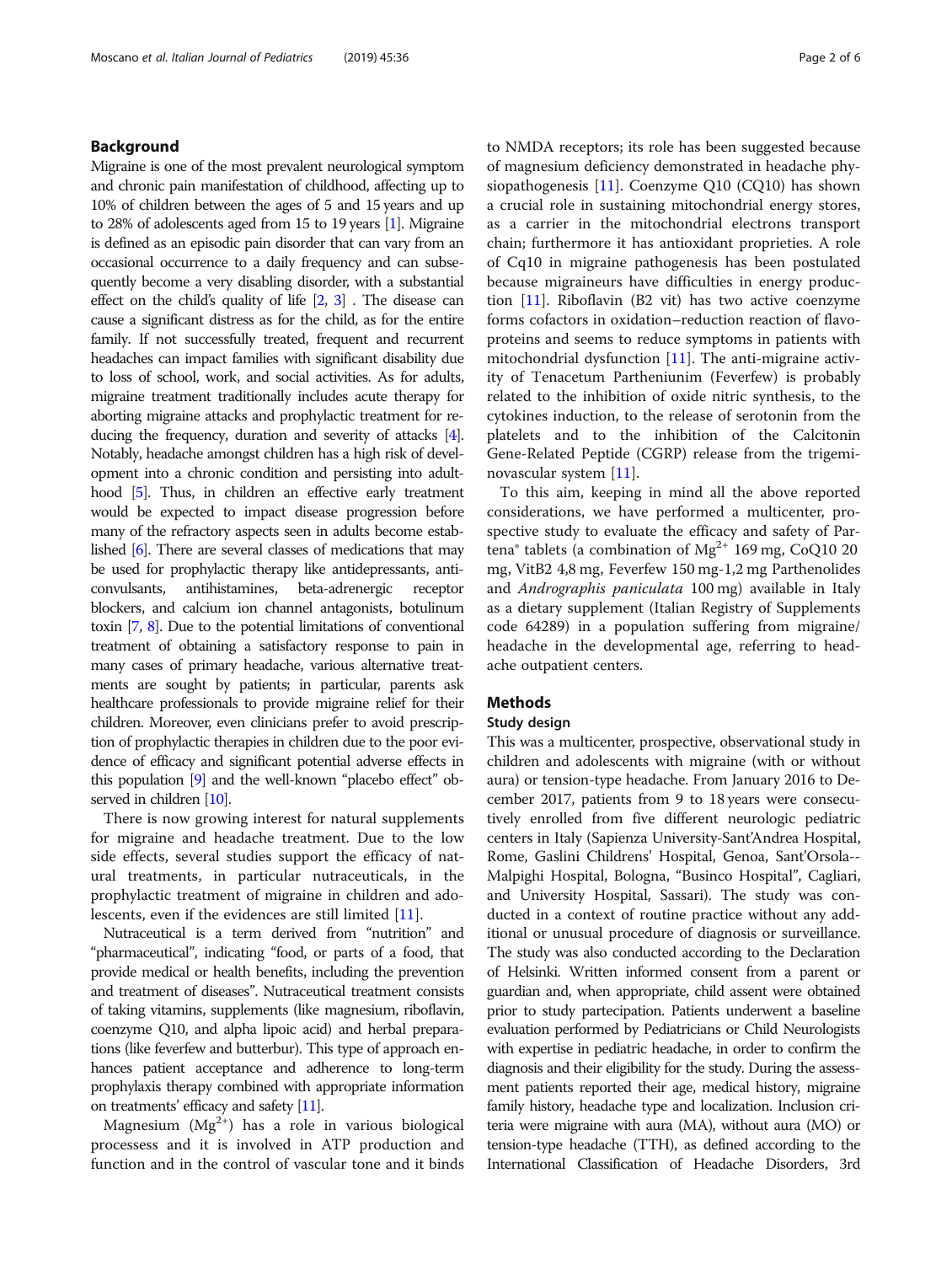## Background

Migraine is one of the most prevalent neurological symptom and chronic pain manifestation of childhood, affecting up to 10% of children between the ages of 5 and 15 years and up to 28% of adolescents aged from 15 to 19 years [1]. Migraine is defined as an episodic pain disorder that can vary from an occasional occurrence to a daily frequency and can subsequently become a very disabling disorder, with a substantial effect on the child's quality of life [2, 3] . The disease can cause a significant distress as for the child, as for the entire family. If not successfully treated, frequent and recurrent headaches can impact families with significant disability due to loss of school, work, and social activities. As for adults, migraine treatment traditionally includes acute therapy for aborting migraine attacks and prophylactic treatment for reducing the frequency, duration and severity of attacks [4]. Notably, headache amongst children has a high risk of development into a chronic condition and persisting into adulthood [5]. Thus, in children an effective early treatment would be expected to impact disease progression before many of the refractory aspects seen in adults become established [6]. There are several classes of medications that may be used for prophylactic therapy like antidepressants, anticonvulsants, antihistamines, beta-adrenergic receptor blockers, and calcium ion channel antagonists, botulinum toxin [7, 8]. Due to the potential limitations of conventional treatment of obtaining a satisfactory response to pain in many cases of primary headache, various alternative treatments are sought by patients; in particular, parents ask healthcare professionals to provide migraine relief for their children. Moreover, even clinicians prefer to avoid prescription of prophylactic therapies in children due to the poor evidence of efficacy and significant potential adverse effects in this population [9] and the well-known "placebo effect" observed in children [10].

There is now growing interest for natural supplements for migraine and headache treatment. Due to the low side effects, several studies support the efficacy of natural treatments, in particular nutraceuticals, in the prophylactic treatment of migraine in children and adolescents, even if the evidences are still limited [11].

Nutraceutical is a term derived from "nutrition" and "pharmaceutical", indicating "food, or parts of a food, that provide medical or health benefits, including the prevention and treatment of diseases". Nutraceutical treatment consists of taking vitamins, supplements (like magnesium, riboflavin, coenzyme Q10, and alpha lipoic acid) and herbal preparations (like feverfew and butterbur). This type of approach enhances patient acceptance and adherence to long-term prophylaxis therapy combined with appropriate information on treatments' efficacy and safety [11].

Magnesium ($Mg^{2+}$) has a role in various biological processess and it is involved in ATP production and function and in the control of vascular tone and it binds to NMDA receptors; its role has been suggested because of magnesium deficiency demonstrated in headache physiopathogenesis [11]. Coenzyme Q10 (CQ10) has shown a crucial role in sustaining mitochondrial energy stores, as a carrier in the mitochondrial electrons transport chain; furthermore it has antioxidant proprieties. A role of Cq10 in migraine pathogenesis has been postulated because migraineurs have difficulties in energy production [11]. Riboflavin (B2 vit) has two active coenzyme forms cofactors in oxidation–reduction reaction of flavoproteins and seems to reduce symptoms in patients with mitochondrial dysfunction [11]. The anti-migraine activity of Tenacetum Partheniunim (Feverfew) is probably related to the inhibition of oxide nitric synthesis, to the cytokines induction, to the release of serotonin from the platelets and to the inhibition of the Calcitonin Gene-Related Peptide (CGRP) release from the trigeminovascular system [11].

To this aim, keeping in mind all the above reported considerations, we have performed a multicenter, prospective study to evaluate the efficacy and safety of Partena® tablets (a combination of $Mg^{2+}$ 169 mg, CoQ10 20 mg, VitB2 4,8 mg, Feverfew 150 mg-1,2 mg Parthenolides and *Andrographis paniculata* 100 mg) available in Italy as a dietary supplement (Italian Registry of Supplements code 64289) in a population suffering from migraine/headache in the developmental age, referring to headache outpatient centers.

## Methods

### Study design

This was a multicenter, prospective, observational study in children and adolescents with migraine (with or without aura) or tension-type headache. From January 2016 to December 2017, patients from 9 to 18 years were consecutively enrolled from five different neurologic pediatric centers in Italy (Sapienza University-Sant'Andrea Hospital, Rome, Gaslini Childrens' Hospital, Genoa, Sant'Orsola--Malpighi Hospital, Bologna, "Businco Hospital", Cagliari, and University Hospital, Sassari). The study was conducted in a context of routine practice without any additional or unusual procedure of diagnosis or surveillance. The study was also conducted according to the Declaration of Helsinki. Written informed consent from a parent or guardian and, when appropriate, child assent were obtained prior to study partecipation. Patients underwent a baseline evaluation performed by Pediatricians or Child Neurologists with expertise in pediatric headache, in order to confirm the diagnosis and their eligibility for the study. During the assessment patients reported their age, medical history, migraine family history, headache type and localization. Inclusion criteria were migraine with aura (MA), without aura (MO) or tension-type headache (TTH), as defined according to the International Classification of Headache Disorders, 3rd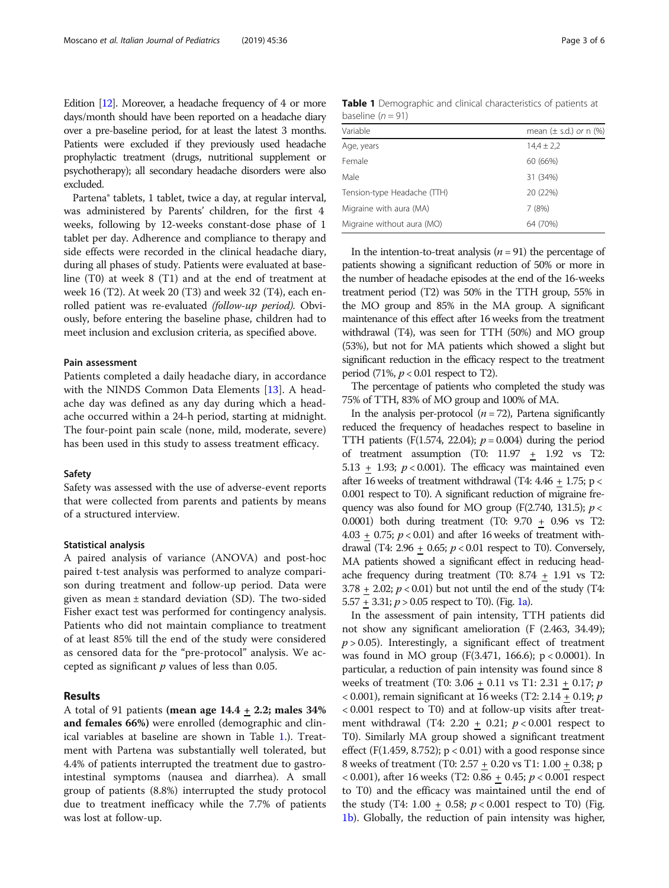Edition [12]. Moreover, a headache frequency of 4 or more days/month should have been reported on a headache diary over a pre-baseline period, for at least the latest 3 months. Patients were excluded if they previously used headache prophylactic treatment (drugs, nutritional supplement or psychotherapy); all secondary headache disorders were also excluded.

Partena® tablets, 1 tablet, twice a day, at regular interval, was administered by Parents' children, for the first 4 weeks, following by 12-weeks constant-dose phase of 1 tablet per day. Adherence and compliance to therapy and side effects were recorded in the clinical headache diary, during all phases of study. Patients were evaluated at baseline (T0) at week 8 (T1) and at the end of treatment at week 16 (T2). At week 20 (T3) and week 32 (T4), each enrolled patient was re-evaluated *(follow-up period).* Obviously, before entering the baseline phase, children had to meet inclusion and exclusion criteria, as specified above.

### Pain assessment

Patients completed a daily headache diary, in accordance with the NINDS Common Data Elements [13]. A headache day was defined as any day during which a headache occurred within a 24-h period, starting at midnight. The four-point pain scale (none, mild, moderate, severe) has been used in this study to assess treatment efficacy.

### Safety

Safety was assessed with the use of adverse-event reports that were collected from parents and patients by means of a structured interview.

### Statistical analysis

A paired analysis of variance (ANOVA) and post-hoc paired t-test analysis was performed to analyze comparison during treatment and follow-up period. Data were given as mean ± standard deviation (SD). The two-sided Fisher exact test was performed for contingency analysis. Patients who did not maintain compliance to treatment of at least 85% till the end of the study were considered as censored data for the "pre-protocol" analysis. We accepted as significant *p* values of less than 0.05.

## Results

A total of 91 patients **(mean age 14.4 ± 2.2; males 34% and females 66%)** were enrolled (demographic and clinical variables at baseline are shown in Table 1.). Treatment with Partena was substantially well tolerated, but 4.4% of patients interrupted the treatment due to gastrointestinal symptoms (nausea and diarrhea). A small group of patients (8.8%) interrupted the study protocol due to treatment inefficacy while the 7.7% of patients was lost at follow-up.

**Table 1** Demographic and clinical characteristics of patients at baseline ($n = 91$)

| Variable | mean (± s.d.) *or* n (%) |
|---|---|
| Age, years | 14,4 ± 2,2 |
| Female | 60 (66%) |
| Male | 31 (34%) |
| Tension-type Headache (TTH) | 20 (22%) |
| Migraine with aura (MA) | 7 (8%) |
| Migraine without aura (MO) | 64 (70%) |

In the intention-to-treat analysis ($n = 91$) the percentage of patients showing a significant reduction of 50% or more in the number of headache episodes at the end of the 16-weeks treatment period (T2) was 50% in the TTH group, 55% in the MO group and 85% in the MA group. A significant maintenance of this effect after 16 weeks from the treatment withdrawal (T4), was seen for TTH (50%) and MO group (53%), but not for MA patients which showed a slight but significant reduction in the efficacy respect to the treatment period (71%, $p < 0.01$ respect to T2).

The percentage of patients who completed the study was 75% of TTH, 83% of MO group and 100% of MA.

In the analysis per-protocol ($n = 72$), Partena significantly reduced the frequency of headaches respect to baseline in TTH patients ($F(1.574, 22.04)$; $p = 0.004$) during the period of treatment assumption (T0: 11.97 ± 1.92 vs T2: 5.13 ± 1.93; $p < 0.001$). The efficacy was maintained even after 16 weeks of treatment withdrawal (T4: 4.46 ± 1.75; $p < 0.001$ respect to T0). A significant reduction of migraine frequency was also found for MO group ($F(2.740, 131.5)$; $p < 0.0001$) both during treatment (T0: 9.70 ± 0.96 vs T2: 4.03 ± 0.75; $p < 0.01$) and after 16 weeks of treatment withdrawal (T4: 2.96 ± 0.65; $p < 0.01$ respect to T0). Conversely, MA patients showed a significant effect in reducing headache frequency during treatment (T0: 8.74 ± 1.91 vs T2: 3.78 ± 2.02; $p < 0.01$) but not until the end of the study (T4: 5.57 ± 3.31; $p > 0.05$ respect to T0). (Fig. 1a).

In the assessment of pain intensity, TTH patients did not show any significant amelioration ($F(2.463, 34.49)$; $p > 0.05$). Interestingly, a significant effect of treatment was found in MO group ($F(3.471, 166.6)$; $p < 0.0001$). In particular, a reduction of pain intensity was found since 8 weeks of treatment (T0: 3.06 ± 0.11 vs T1: 2.31 ± 0.17; $p < 0.001$), remain significant at 16 weeks (T2: 2.14 ± 0.19; $p < 0.001$ respect to T0) and at follow-up visits after treatment withdrawal (T4: 2.20 ± 0.21; $p < 0.001$ respect to T0). Similarly MA group showed a significant treatment effect ($F(1.459, 8.752)$; $p < 0.01$) with a good response since 8 weeks of treatment (T0: 2.57 ± 0.20 vs T1: 1.00 ± 0.38; $p < 0.001$), after 16 weeks (T2: 0.86 ± 0.45; $p < 0.001$ respect to T0) and the efficacy was maintained until the end of the study (T4: 1.00 ± 0.58; $p < 0.001$ respect to T0) (Fig. 1b). Globally, the reduction of pain intensity was higher,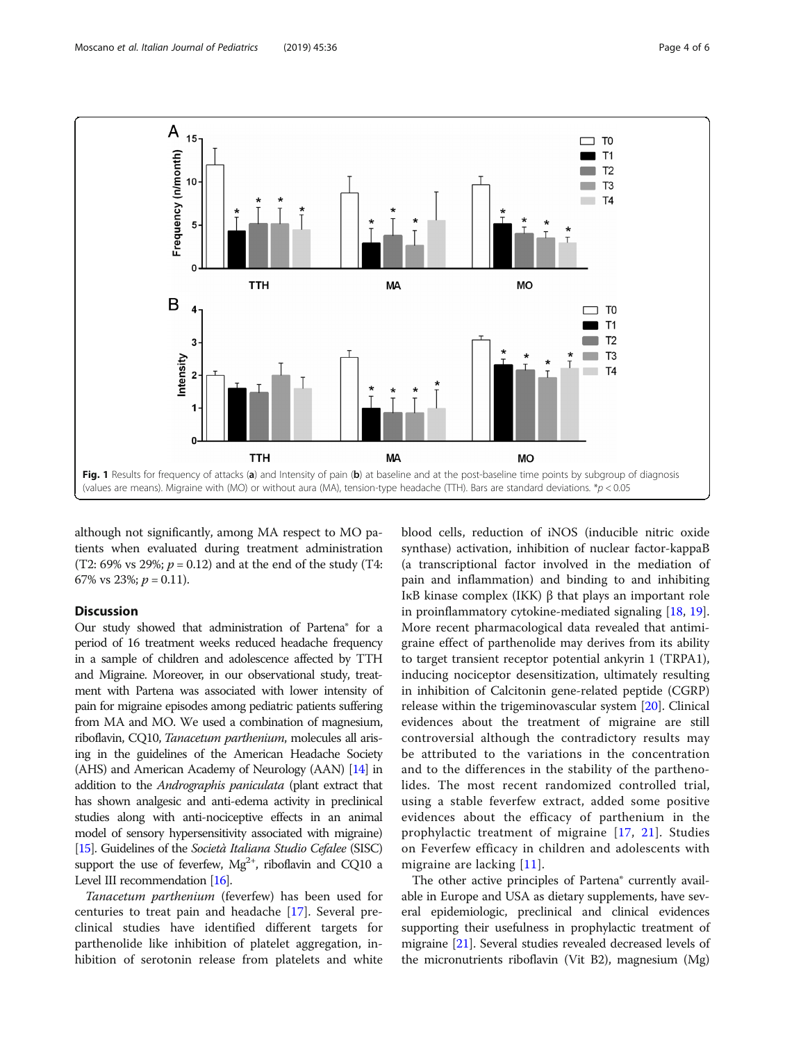Fig. 1 Results for frequency of attacks (**a**) and Intensity of pain (**b**) at baseline and at the post-baseline time points by subgroup of diagnosis (values are means). Migraine with (MO) or without aura (MA), tension-type headache (TTH). Bars are standard deviations. *$p < 0.05$

although not significantly, among MA respect to MO patients when evaluated during treatment administration (T2: 69% vs 29%; $p = 0.12$) and at the end of the study (T4: 67% vs 23%; $p = 0.11$).

## Discussion

Our study showed that administration of Partena® for a period of 16 treatment weeks reduced headache frequency in a sample of children and adolescence affected by TTH and Migraine. Moreover, in our observational study, treatment with Partena was associated with lower intensity of pain for migraine episodes among pediatric patients suffering from MA and MO. We used a combination of magnesium, riboflavin, CQ10, *Tanacetum parthenium*, molecules all arising in the guidelines of the American Headache Society (AHS) and American Academy of Neurology (AAN) [14] in addition to the *Andrographis paniculata* (plant extract that has shown analgesic and anti-edema activity in preclinical studies along with anti-nociceptive effects in an animal model of sensory hypersensitivity associated with migraine) [15]. Guidelines of the *Società Italiana Studio Cefalee* (SISC) support the use of feverfew, $Mg^{2+}$, riboflavin and CQ10 a Level III recommendation [16].

*Tanacetum parthenium* (feverfew) has been used for centuries to treat pain and headache [17]. Several preclinical studies have identified different targets for parthenolide like inhibition of platelet aggregation, inhibition of serotonin release from platelets and white blood cells, reduction of iNOS (inducible nitric oxide synthase) activation, inhibition of nuclear factor-kappaB (a transcriptional factor involved in the mediation of pain and inflammation) and binding to and inhibiting IκB kinase complex (IKK) β that plays an important role in proinflammatory cytokine-mediated signaling [18, 19]. More recent pharmacological data revealed that antimigraine effect of parthenolide may derives from its ability to target transient receptor potential ankyrin 1 (TRPA1), inducing nociceptor desensitization, ultimately resulting in inhibition of Calcitonin gene-related peptide (CGRP) release within the trigeminovascular system [20]. Clinical evidences about the treatment of migraine are still controversial although the contradictory results may be attributed to the variations in the concentration and to the differences in the stability of the parthenolides. The most recent randomized controlled trial, using a stable feverfew extract, added some positive evidences about the efficacy of parthenium in the prophylactic treatment of migraine [17, 21]. Studies on Feverfew efficacy in children and adolescents with migraine are lacking [11].

The other active principles of Partena® currently available in Europe and USA as dietary supplements, have several epidemiologic, preclinical and clinical evidences supporting their usefulness in prophylactic treatment of migraine [21]. Several studies revealed decreased levels of the micronutrients riboflavin (Vit B2), magnesium (Mg)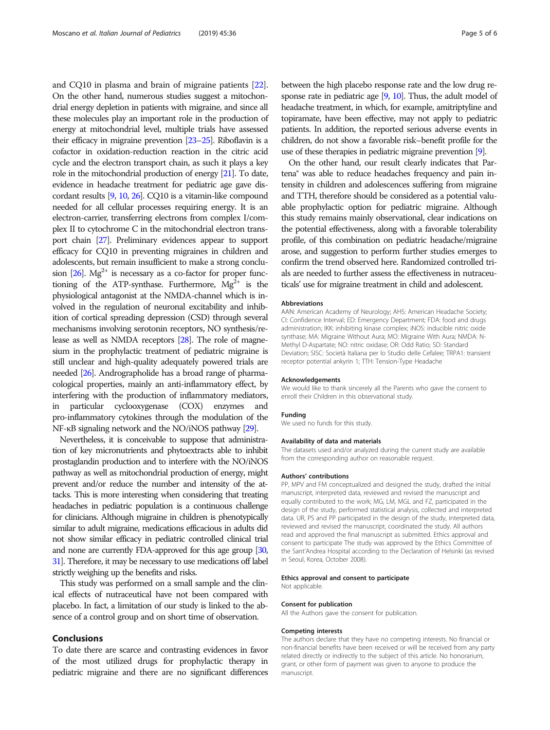and CQ10 in plasma and brain of migraine patients [22]. On the other hand, numerous studies suggest a mitochondrial energy depletion in patients with migraine, and since all these molecules play an important role in the production of energy at mitochondrial level, multiple trials have assessed their efficacy in migraine prevention [23–25]. Riboflavin is a cofactor in oxidation-reduction reaction in the citric acid cycle and the electron transport chain, as such it plays a key role in the mitochondrial production of energy [21]. To date, evidence in headache treatment for pediatric age gave discordant results [9, 10, 26]. CQ10 is a vitamin-like compound needed for all cellular processes requiring energy. It is an electron-carrier, transferring electrons from complex I/complex II to cytochrome C in the mitochondrial electron transport chain [27]. Preliminary evidences appear to support efficacy for CQ10 in preventing migraines in children and adolescents, but remain insufficient to make a strong conclusion [26]. $Mg^{2+}$ is necessary as a co-factor for proper functioning of the ATP-synthase. Furthermore, $Mg^{2+}$ is the physiological antagonist at the NMDA-channel which is involved in the regulation of neuronal excitability and inhibition of cortical spreading depression (CSD) through several mechanisms involving serotonin receptors, NO synthesis/release as well as NMDA receptors [28]. The role of magnesium in the prophylactic treatment of pediatric migraine is still unclear and high-quality adequately powered trials are needed [26]. Andrographolide has a broad range of pharmacological properties, mainly an anti-inflammatory effect, by interfering with the production of inflammatory mediators, in particular cyclooxygenase (COX) enzymes and pro-inflammatory cytokines through the modulation of the NF-κB signaling network and the NO/iNOS pathway [29].

Nevertheless, it is conceivable to suppose that administration of key micronutrients and phytoextracts able to inhibit prostaglandin production and to interfere with the NO/iNOS pathway as well as mitochondrial production of energy, might prevent and/or reduce the number and intensity of the attacks. This is more interesting when considering that treating headaches in pediatric population is a continuous challenge for clinicians. Although migraine in children is phenotypically similar to adult migraine, medications efficacious in adults did not show similar efficacy in pediatric controlled clinical trial and none are currently FDA-approved for this age group [30, 31]. Therefore, it may be necessary to use medications off label strictly weighing up the benefits and risks.

This study was performed on a small sample and the clinical effects of nutraceutical have not been compared with placebo. In fact, a limitation of our study is linked to the absence of a control group and on short time of observation.

## Conclusions

To date there are scarce and contrasting evidences in favor of the most utilized drugs for prophylactic therapy in pediatric migraine and there are no significant differences between the high placebo response rate and the low drug response rate in pediatric age [9, 10]. Thus, the adult model of headache treatment, in which, for example, amitriptyline and topiramate, have been effective, may not apply to pediatric patients. In addition, the reported serious adverse events in children, do not show a favorable risk–benefit profile for the use of these therapies in pediatric migraine prevention [9].

On the other hand, our result clearly indicates that Partena® was able to reduce headaches frequency and pain intensity in children and adolescences suffering from migraine and TTH, therefore should be considered as a potential valuable prophylactic option for pediatric migraine. Although this study remains mainly observational, clear indications on the potential effectiveness, along with a favorable tolerability profile, of this combination on pediatric headache/migraine arose, and suggestion to perform further studies emerges to confirm the trend observed here. Randomized controlled trials are needed to further assess the effectiveness in nutraceuticals' use for migraine treatment in child and adolescent.

#### Abbreviations

AAN: American Academy of Neurology; AHS: American Headache Society; CI: Confidence Interval; ED: Emergency Department; FDA: food and drugs administration; IKK: inhibiting kinase complex; iNOS: inducible nitric oxide synthase; MA: Migraine Without Aura; MO: Migraine With Aura; NMDA: N-Methyl D-Aspartate; NO: nitric oxidase; OR: Odd Ratio; SD: Standard Deviation; SISC: Società Italiana per lo Studio delle Cefalee; TRPA1: transient receptor potential ankyrin 1; TTH: Tension-Type Headache

#### Acknowledgements

We would like to thank sincerely all the Parents who gave the consent to enroll their Children in this observational study.

#### Funding

We used no funds for this study.

#### Availability of data and materials

The datasets used and/or analyzed during the current study are available from the corresponding author on reasonable request.

#### Authors' contributions

PP, MPV and FM conceptualized and designed the study, drafted the initial manuscript, interpreted data, reviewed and revised the manuscript and equally contributed to the work; MG, LM, MGL and FZ, participated in the design of the study, performed statistical analysis, collected and interpreted data. UR, PS and PP participated in the design of the study, interpreted data, reviewed and revised the manuscript, coordinated the study. All authors read and approved the final manuscript as submitted. Ethics approval and consent to participate The study was approved by the Ethics Committee of the Sant'Andrea Hospital according to the Declaration of Helsinki (as revised in Seoul, Korea, October 2008).

#### Ethics approval and consent to participate

Not applicable.

#### Consent for publication

All the Authors gave the consent for publication.

#### Competing interests

The authors declare that they have no competing interests. No financial or non-financial benefits have been received or will be received from any party related directly or indirectly to the subject of this article. No honorarium, grant, or other form of payment was given to anyone to produce the manuscript.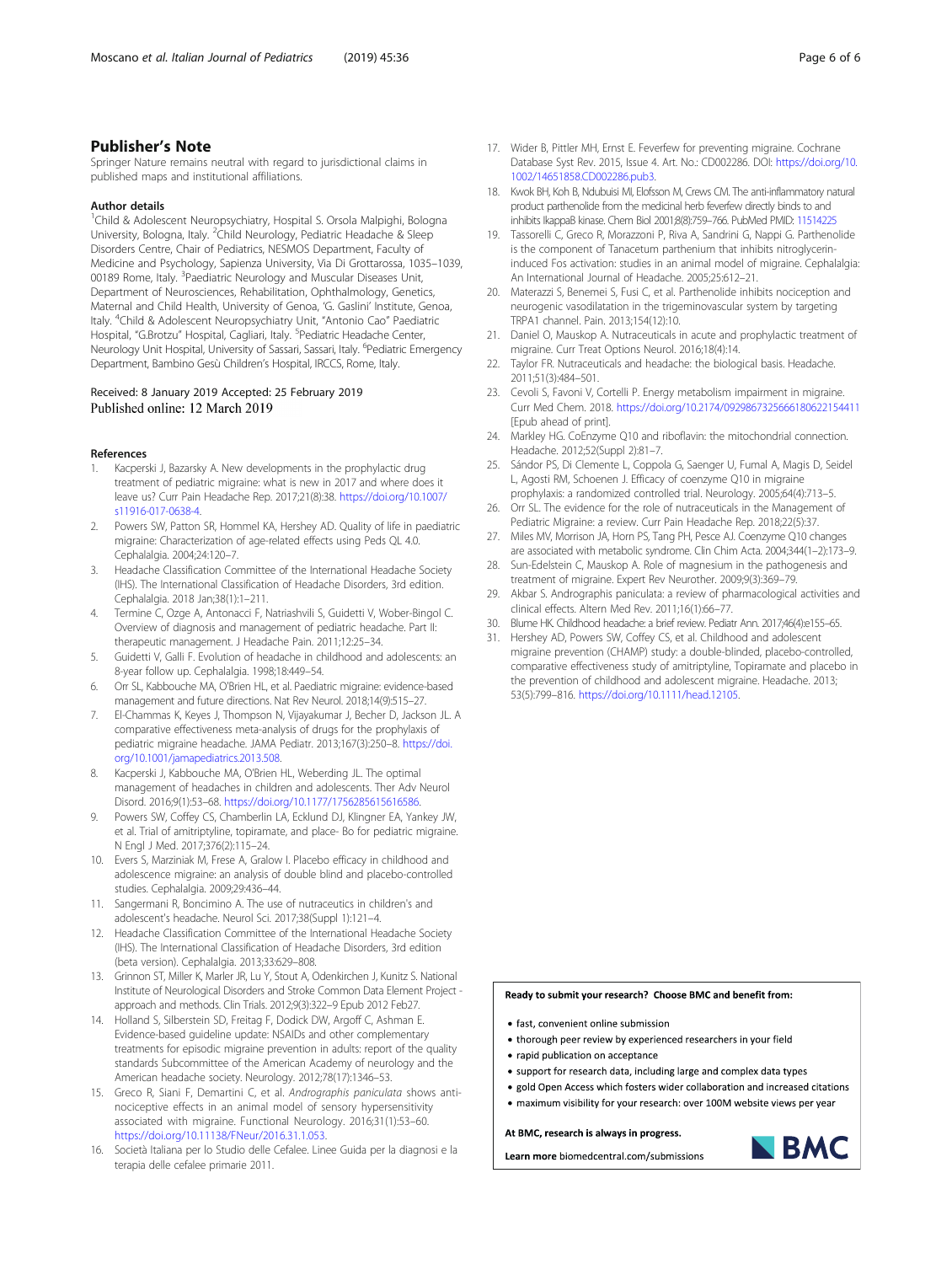## Publisher's Note

Springer Nature remains neutral with regard to jurisdictional claims in published maps and institutional affiliations.

### Author details

[1]Child & Adolescent Neuropsychiatry, Hospital S. Orsola Malpighi, Bologna University, Bologna, Italy. [2]Child Neurology, Pediatric Headache & Sleep Disorders Centre, Chair of Pediatrics, NESMOS Department, Faculty of Medicine and Psychology, Sapienza University, Via Di Grottarossa, 1035–1039, 00189 Rome, Italy. [3]Paediatric Neurology and Muscular Diseases Unit, Department of Neurosciences, Rehabilitation, Ophthalmology, Genetics, Maternal and Child Health, University of Genoa, 'G. Gaslini' Institute, Genoa, Italy. [4]Child & Adolescent Neuropsychiatry Unit, "Antonio Cao" Paediatric Hospital, "G.Brotzu" Hospital, Cagliari, Italy. [5]Pediatric Headache Center, Neurology Unit Hospital, University of Sassari, Sassari, Italy. [6]Pediatric Emergency Department, Bambino Gesù Children's Hospital, IRCCS, Rome, Italy.

Received: 8 January 2019 Accepted: 25 February 2019
Published online: 12 March 2019

### References

1. Kacperski J, Bazarsky A. New developments in the prophylactic drug treatment of pediatric migraine: what is new in 2017 and where does it leave us? Curr Pain Headache Rep. 2017;21(8):38. https://doi.org/10.1007/s11916-017-0638-4.
2. Powers SW, Patton SR, Hommel KA, Hershey AD. Quality of life in paediatric migraine: Characterization of age-related effects using Peds QL 4.0. Cephalalgia. 2004;24:120–7.
3. Headache Classification Committee of the International Headache Society (IHS). The International Classification of Headache Disorders, 3rd edition. Cephalalgia. 2018 Jan;38(1):1–211.
4. Termine C, Ozge A, Antonacci F, Natriashvili S, Guidetti V, Wober-Bingol C. Overview of diagnosis and management of pediatric headache. Part II: therapeutic management. J Headache Pain. 2011;12:25–34.
5. Guidetti V, Galli F. Evolution of headache in childhood and adolescents: an 8-year follow up. Cephalalgia. 1998;18:449–54.
6. Orr SL, Kabbouche MA, O'Brien HL, et al. Paediatric migraine: evidence-based management and future directions. Nat Rev Neurol. 2018;14(9):515–27.
7. El-Chammas K, Keyes J, Thompson N, Vijayakumar J, Becher D, Jackson JL. A comparative effectiveness meta-analysis of drugs for the prophylaxis of pediatric migraine headache. JAMA Pediatr. 2013;167(3):250–8. https://doi.org/10.1001/jamapediatrics.2013.508.
8. Kacperski J, Kabbouche MA, O'Brien HL, Weberding JL. The optimal management of headaches in children and adolescents. Ther Adv Neurol Disord. 2016;9(1):53–68. https://doi.org/10.1177/1756285615616586.
9. Powers SW, Coffey CS, Chamberlin LA, Ecklund DJ, Klingner EA, Yankey JW, et al. Trial of amitriptyline, topiramate, and place- Bo for pediatric migraine. N Engl J Med. 2017;376(2):115–24.
10. Evers S, Marziniak M, Frese A, Gralow I. Placebo efficacy in childhood and adolescence migraine: an analysis of double blind and placebo-controlled studies. Cephalalgia. 2009;29:436–44.
11. Sangermani R, Boncimino A. The use of nutraceutics in children's and adolescent's headache. Neurol Sci. 2017;38(Suppl 1):121–4.
12. Headache Classification Committee of the International Headache Society (IHS). The International Classification of Headache Disorders, 3rd edition (beta version). Cephalalgia. 2013;33:629–808.
13. Grinnon ST, Miller K, Marler JR, Lu Y, Stout A, Odenkirchen J, Kunitz S. National Institute of Neurological Disorders and Stroke Common Data Element Project - approach and methods. Clin Trials. 2012;9(3):322–9 Epub 2012 Feb27.
14. Holland S, Silberstein SD, Freitag F, Dodick DW, Argoff C, Ashman E. Evidence-based guideline update: NSAIDs and other complementary treatments for episodic migraine prevention in adults: report of the quality standards Subcommittee of the American Academy of neurology and the American headache society. Neurology. 2012;78(17):1346–53.
15. Greco R, Siani F, Demartini C, et al. *Andrographis paniculata* shows anti-nociceptive effects in an animal model of sensory hypersensitivity associated with migraine. Functional Neurology. 2016;31(1):53–60. https://doi.org/10.11138/FNeur/2016.31.1.053.
16. Società Italiana per lo Studio delle Cefalee. Linee Guida per la diagnosi e la terapia delle cefalee primarie 2011.
17. Wider B, Pittler MH, Ernst E. Feverfew for preventing migraine. Cochrane Database Syst Rev. 2015, Issue 4. Art. No.: CD002286. DOI: https://doi.org/10.1002/14651858.CD002286.pub3.
18. Kwok BH, Koh B, Ndubuisi MI, Elofsson M, Crews CM. The anti-inflammatory natural product parthenolide from the medicinal herb feverfew directly binds to and inhibits IkappaB kinase. Chem Biol 2001;8(8):759–766. PubMed PMID: 11514225
19. Tassorelli C, Greco R, Morazzoni P, Riva A, Sandrini G, Nappi G. Parthenolide is the component of Tanacetum parthenium that inhibits nitroglycerin-induced Fos activation: studies in an animal model of migraine. Cephalalgia: An International Journal of Headache. 2005;25:612–21.
20. Materazzi S, Benemei S, Fusi C, et al. Parthenolide inhibits nociception and neurogenic vasodilatation in the trigeminovascular system by targeting TRPA1 channel. Pain. 2013;154(12):10.
21. Daniel O, Mauskop A. Nutraceuticals in acute and prophylactic treatment of migraine. Curr Treat Options Neurol. 2016;18(4):14.
22. Taylor FR. Nutraceuticals and headache: the biological basis. Headache. 2011;51(3):484–501.
23. Cevoli S, Favoni V, Cortelli P. Energy metabolism impairment in migraine. Curr Med Chem. 2018. https://doi.org/10.2174/0929867325666180622154411 [Epub ahead of print].
24. Markley HG. CoEnzyme Q10 and riboflavin: the mitochondrial connection. Headache. 2012;52(Suppl 2):81–7.
25. Sándor PS, Di Clemente L, Coppola G, Saenger U, Fumal A, Magis D, Seidel L, Agosti RM, Schoenen J. Efficacy of coenzyme Q10 in migraine prophylaxis: a randomized controlled trial. Neurology. 2005;64(4):713–5.
26. Orr SL. The evidence for the role of nutraceuticals in the Management of Pediatric Migraine: a review. Curr Pain Headache Rep. 2018;22(5):37.
27. Miles MV, Morrison JA, Horn PS, Tang PH, Pesce AJ. Coenzyme Q10 changes are associated with metabolic syndrome. Clin Chim Acta. 2004;344(1–2):173–9.
28. Sun-Edelstein C, Mauskop A. Role of magnesium in the pathogenesis and treatment of migraine. Expert Rev Neurother. 2009;9(3):369–79.
29. Akbar S. Andrographis paniculata: a review of pharmacological activities and clinical effects. Altern Med Rev. 2011;16(1):66–77.
30. Blume HK. Childhood headache: a brief review. Pediatr Ann. 2017;46(4):e155–65.
31. Hershey AD, Powers SW, Coffey CS, et al. Childhood and adolescent migraine prevention (CHAMP) study: a double-blinded, placebo-controlled, comparative effectiveness study of amitriptyline, Topiramate and placebo in the prevention of childhood and adolescent migraine. Headache. 2013; 53(5):799–816. https://doi.org/10.1111/head.12105.

**Ready to submit your research? Choose BMC and benefit from:**

- fast, convenient online submission
- thorough peer review by experienced researchers in your field
- rapid publication on acceptance
- support for research data, including large and complex data types
- gold Open Access which fosters wider collaboration and increased citations
- maximum visibility for your research: over 100M website views per year

**At BMC, research is always in progress.**

**Learn more** biomedcentral.com/submissions

BMC